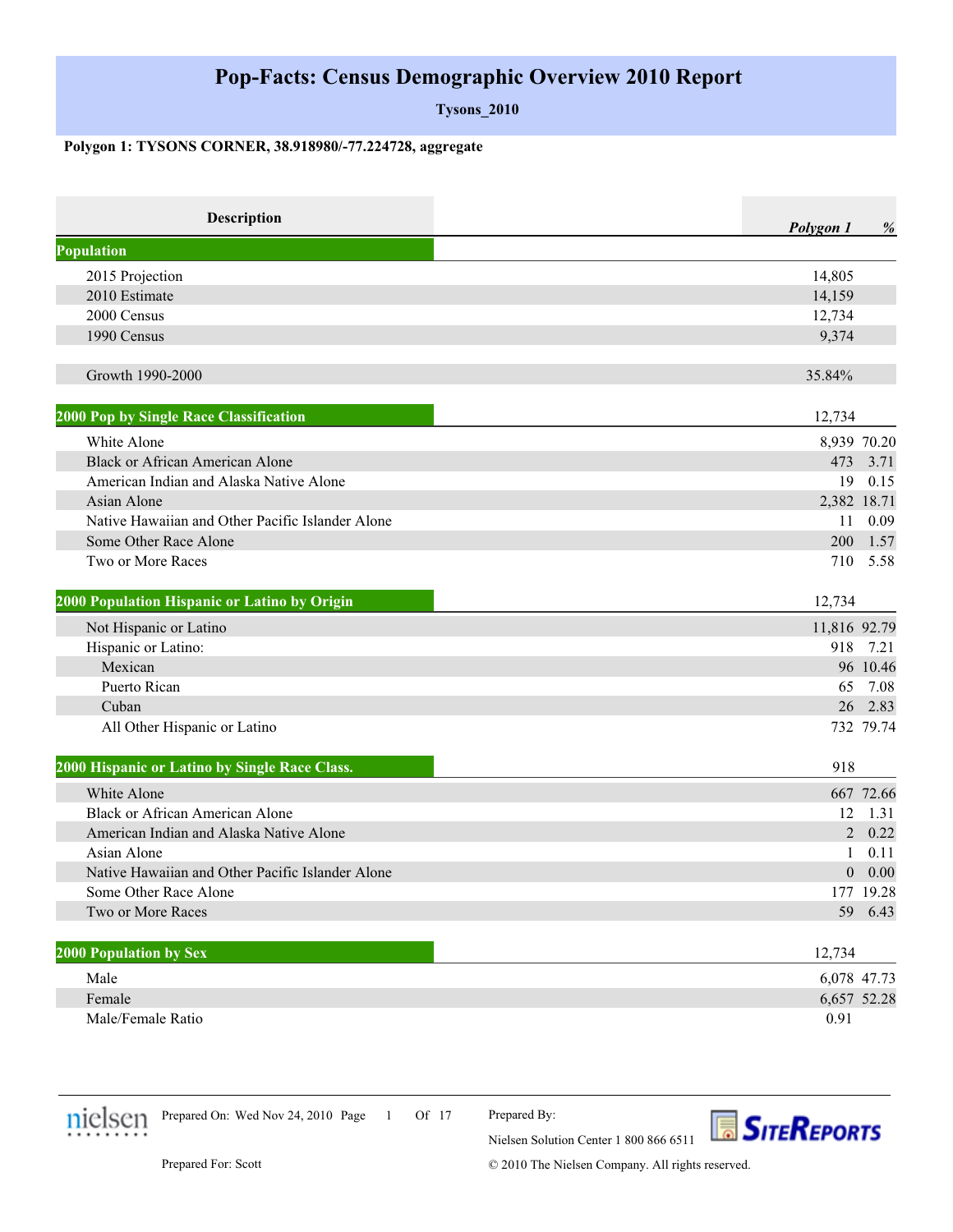# Pop-Facts: Census Demographic Overview 2010 Report

**Tysons_2010**

**Polygon 1: TYSONS CORNER, 38.918980/-77.224728, aggregate**

| Description | *Polygon 1* | *%* |
|---|---|---|
| **Population** | | |
| 2015 Projection | 14,805 | |
| 2010 Estimate | 14,159 | |
| 2000 Census | 12,734 | |
| 1990 Census | 9,374 | |
| | | |
| Growth 1990-2000 | 35.84% | |
| | | |
| **2000 Pop by Single Race Classification** | 12,734 | |
| White Alone | 8,939 | 70.20 |
| Black or African American Alone | 473 | 3.71 |
| American Indian and Alaska Native Alone | 19 | 0.15 |
| Asian Alone | 2,382 | 18.71 |
| Native Hawaiian and Other Pacific Islander Alone | 11 | 0.09 |
| Some Other Race Alone | 200 | 1.57 |
| Two or More Races | 710 | 5.58 |
| | | |
| **2000 Population Hispanic or Latino by Origin** | 12,734 | |
| Not Hispanic or Latino | 11,816 | 92.79 |
| Hispanic or Latino: | 918 | 7.21 |
| Mexican | 96 | 10.46 |
| Puerto Rican | 65 | 7.08 |
| Cuban | 26 | 2.83 |
| All Other Hispanic or Latino | 732 | 79.74 |
| | | |
| **2000 Hispanic or Latino by Single Race Class.** | 918 | |
| White Alone | 667 | 72.66 |
| Black or African American Alone | 12 | 1.31 |
| American Indian and Alaska Native Alone | 2 | 0.22 |
| Asian Alone | 1 | 0.11 |
| Native Hawaiian and Other Pacific Islander Alone | 0 | 0.00 |
| Some Other Race Alone | 177 | 19.28 |
| Two or More Races | 59 | 6.43 |
| | | |
| **2000 Population by Sex** | 12,734 | |
| Male | 6,078 | 47.73 |
| Female | 6,657 | 52.28 |
| Male/Female Ratio | 0.91 | |

Prepared On: Wed Nov 24, 2010

Prepared For: Scott

Prepared By: Nielsen Solution Center 1 800 866 6511

© 2010 The Nielsen Company. All rights reserved.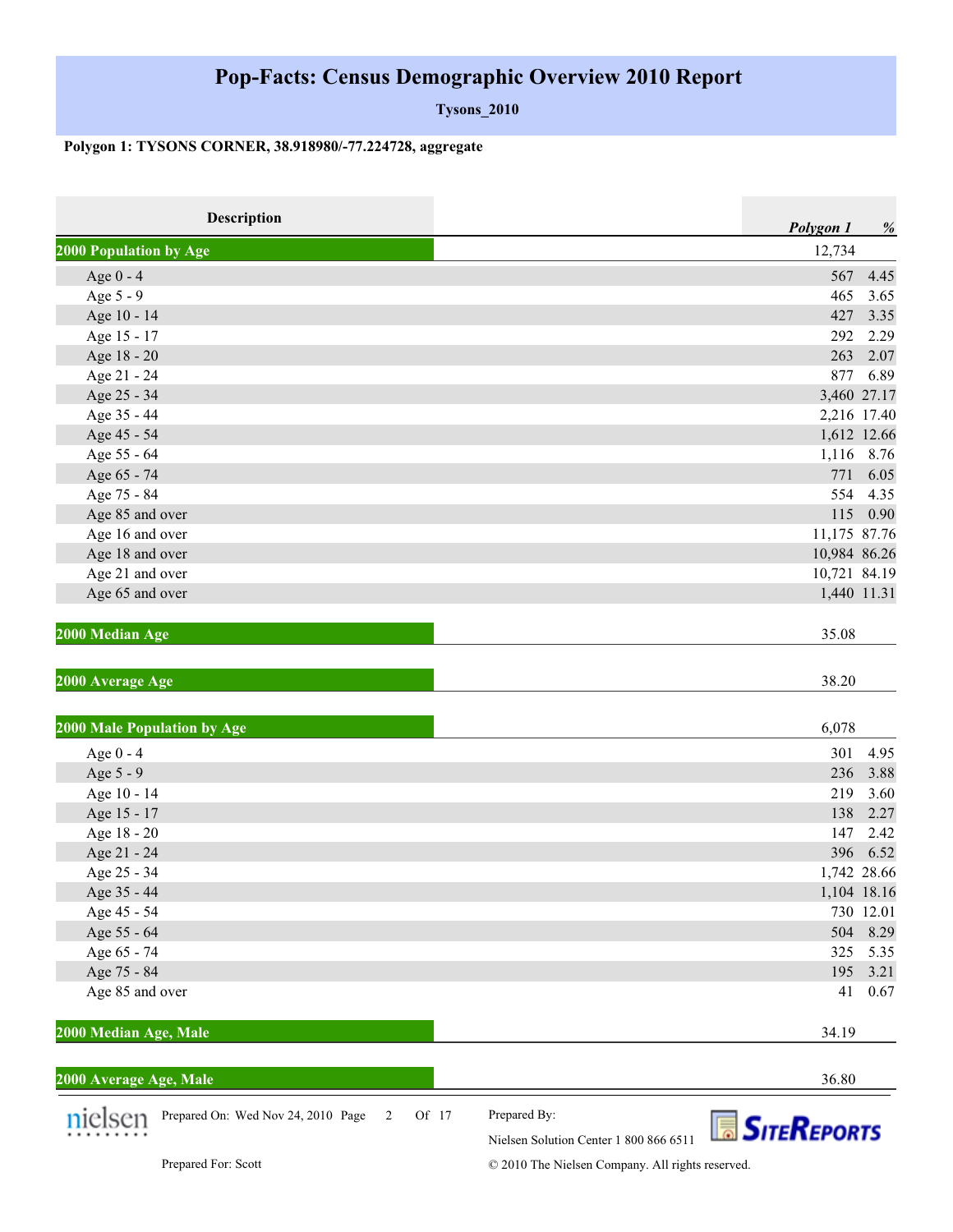# Pop-Facts: Census Demographic Overview 2010 Report

**Tysons_2010**

**Polygon 1: TYSONS CORNER, 38.918980/-77.224728, aggregate**

| Description | *Polygon 1* | *%* |
|---|---|---|
| **2000 Population by Age** | 12,734 | |
| Age 0 - 4 | 567 | 4.45 |
| Age 5 - 9 | 465 | 3.65 |
| Age 10 - 14 | 427 | 3.35 |
| Age 15 - 17 | 292 | 2.29 |
| Age 18 - 20 | 263 | 2.07 |
| Age 21 - 24 | 877 | 6.89 |
| Age 25 - 34 | 3,460 | 27.17 |
| Age 35 - 44 | 2,216 | 17.40 |
| Age 45 - 54 | 1,612 | 12.66 |
| Age 55 - 64 | 1,116 | 8.76 |
| Age 65 - 74 | 771 | 6.05 |
| Age 75 - 84 | 554 | 4.35 |
| Age 85 and over | 115 | 0.90 |
| Age 16 and over | 11,175 | 87.76 |
| Age 18 and over | 10,984 | 86.26 |
| Age 21 and over | 10,721 | 84.19 |
| Age 65 and over | 1,440 | 11.31 |
| **2000 Median Age** | 35.08 | |
| **2000 Average Age** | 38.20 | |
| **2000 Male Population by Age** | 6,078 | |
| Age 0 - 4 | 301 | 4.95 |
| Age 5 - 9 | 236 | 3.88 |
| Age 10 - 14 | 219 | 3.60 |
| Age 15 - 17 | 138 | 2.27 |
| Age 18 - 20 | 147 | 2.42 |
| Age 21 - 24 | 396 | 6.52 |
| Age 25 - 34 | 1,742 | 28.66 |
| Age 35 - 44 | 1,104 | 18.16 |
| Age 45 - 54 | 730 | 12.01 |
| Age 55 - 64 | 504 | 8.29 |
| Age 65 - 74 | 325 | 5.35 |
| Age 75 - 84 | 195 | 3.21 |
| Age 85 and over | 41 | 0.67 |
| **2000 Median Age, Male** | 34.19 | |
| **2000 Average Age, Male** | 36.80 | |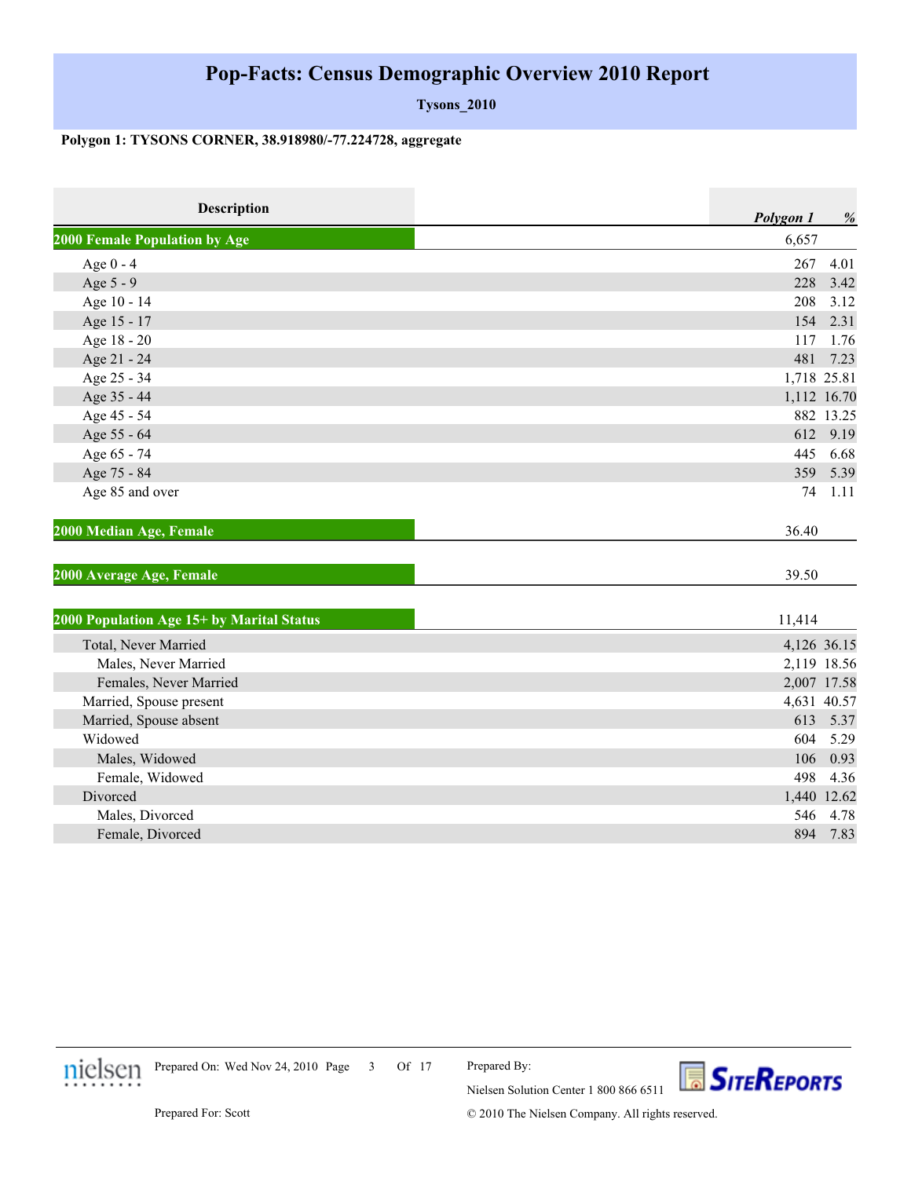# Pop-Facts: Census Demographic Overview 2010 Report

**Tysons_2010**

**Polygon 1: TYSONS CORNER, 38.918980/-77.224728, aggregate**

| Description | Polygon 1 | % |
|---|---|---|
| **2000 Female Population by Age** | 6,657 | |
| Age 0 - 4 | 267 | 4.01 |
| Age 5 - 9 | 228 | 3.42 |
| Age 10 - 14 | 208 | 3.12 |
| Age 15 - 17 | 154 | 2.31 |
| Age 18 - 20 | 117 | 1.76 |
| Age 21 - 24 | 481 | 7.23 |
| Age 25 - 34 | 1,718 | 25.81 |
| Age 35 - 44 | 1,112 | 16.70 |
| Age 45 - 54 | 882 | 13.25 |
| Age 55 - 64 | 612 | 9.19 |
| Age 65 - 74 | 445 | 6.68 |
| Age 75 - 84 | 359 | 5.39 |
| Age 85 and over | 74 | 1.11 |
| **2000 Median Age, Female** | 36.40 | |
| **2000 Average Age, Female** | 39.50 | |
| **2000 Population Age 15+ by Marital Status** | 11,414 | |
| Total, Never Married | 4,126 | 36.15 |
| Males, Never Married | 2,119 | 18.56 |
| Females, Never Married | 2,007 | 17.58 |
| Married, Spouse present | 4,631 | 40.57 |
| Married, Spouse absent | 613 | 5.37 |
| Widowed | 604 | 5.29 |
| Males, Widowed | 106 | 0.93 |
| Female, Widowed | 498 | 4.36 |
| Divorced | 1,440 | 12.62 |
| Males, Divorced | 546 | 4.78 |
| Female, Divorced | 894 | 7.83 |

Prepared On: Wed Nov 24, 2010

Prepared For: Scott

Prepared By: Nielsen Solution Center 1 800 866 6511

© 2010 The Nielsen Company. All rights reserved.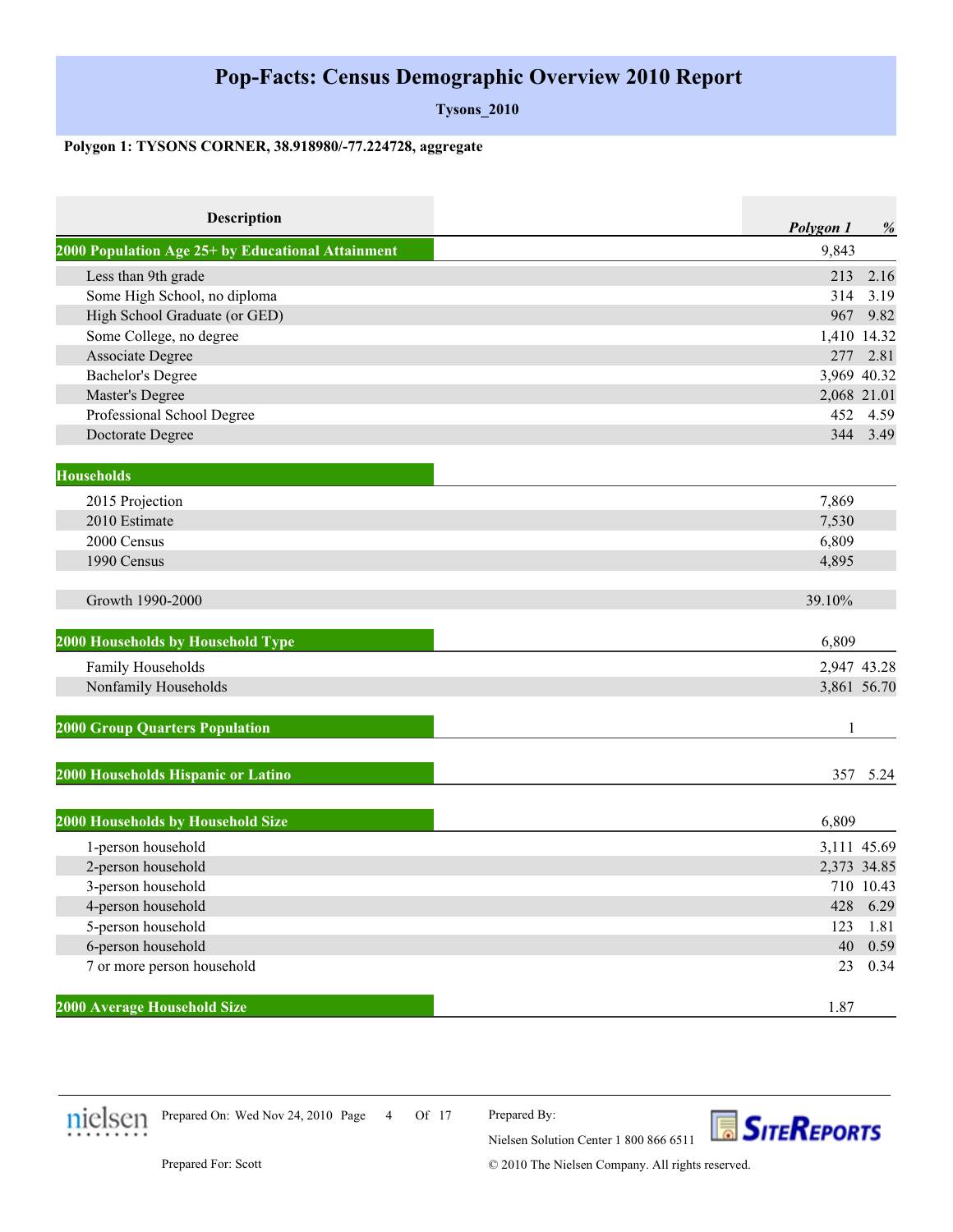# Pop-Facts: Census Demographic Overview 2010 Report

**Tysons_2010**

**Polygon 1: TYSONS CORNER, 38.918980/-77.224728, aggregate**

| Description | Polygon 1 | % |
|---|---|---|
| **2000 Population Age 25+ by Educational Attainment** | 9,843 | |
| Less than 9th grade | 213 | 2.16 |
| Some High School, no diploma | 314 | 3.19 |
| High School Graduate (or GED) | 967 | 9.82 |
| Some College, no degree | 1,410 | 14.32 |
| Associate Degree | 277 | 2.81 |
| Bachelor's Degree | 3,969 | 40.32 |
| Master's Degree | 2,068 | 21.01 |
| Professional School Degree | 452 | 4.59 |
| Doctorate Degree | 344 | 3.49 |
| **Households** | | |
| 2015 Projection | 7,869 | |
| 2010 Estimate | 7,530 | |
| 2000 Census | 6,809 | |
| 1990 Census | 4,895 | |
| Growth 1990-2000 | 39.10% | |
| **2000 Households by Household Type** | 6,809 | |
| Family Households | 2,947 | 43.28 |
| Nonfamily Households | 3,861 | 56.70 |
| **2000 Group Quarters Population** | 1 | |
| **2000 Households Hispanic or Latino** | 357 | 5.24 |
| **2000 Households by Household Size** | 6,809 | |
| 1-person household | 3,111 | 45.69 |
| 2-person household | 2,373 | 34.85 |
| 3-person household | 710 | 10.43 |
| 4-person household | 428 | 6.29 |
| 5-person household | 123 | 1.81 |
| 6-person household | 40 | 0.59 |
| 7 or more person household | 23 | 0.34 |
| **2000 Average Household Size** | 1.87 | |

Prepared On: Wed Nov 24, 2010

Prepared For: Scott

Prepared By: Nielsen Solution Center 1 800 866 6511

© 2010 The Nielsen Company. All rights reserved.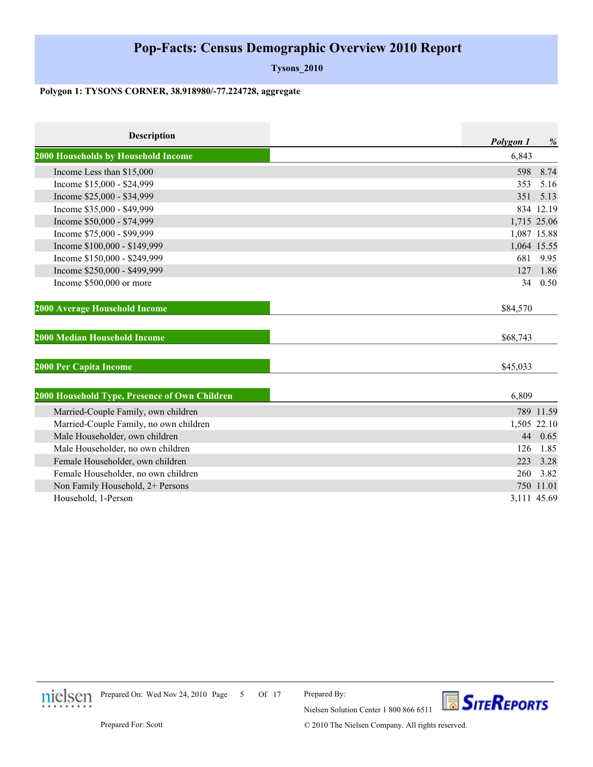# Pop-Facts: Census Demographic Overview 2010 Report

**Tysons_2010**

**Polygon 1: TYSONS CORNER, 38.918980/-77.224728, aggregate**

| Description | Polygon 1 | % |
|---|---|---|
| **2000 Households by Household Income** | 6,843 | |
| Income Less than $15,000 | 598 | 8.74 |
| Income $15,000 - $24,999 | 353 | 5.16 |
| Income $25,000 - $34,999 | 351 | 5.13 |
| Income $35,000 - $49,999 | 834 | 12.19 |
| Income $50,000 - $74,999 | 1,715 | 25.06 |
| Income $75,000 - $99,999 | 1,087 | 15.88 |
| Income $100,000 - $149,999 | 1,064 | 15.55 |
| Income $150,000 - $249,999 | 681 | 9.95 |
| Income $250,000 - $499,999 | 127 | 1.86 |
| Income $500,000 or more | 34 | 0.50 |
| **2000 Average Household Income** | $84,570 | |
| **2000 Median Household Income** | $68,743 | |
| **2000 Per Capita Income** | $45,033 | |
| **2000 Household Type, Presence of Own Children** | 6,809 | |
| Married-Couple Family, own children | 789 | 11.59 |
| Married-Couple Family, no own children | 1,505 | 22.10 |
| Male Householder, own children | 44 | 0.65 |
| Male Householder, no own children | 126 | 1.85 |
| Female Householder, own children | 223 | 3.28 |
| Female Householder, no own children | 260 | 3.82 |
| Non Family Household, 2+ Persons | 750 | 11.01 |
| Household, 1-Person | 3,111 | 45.69 |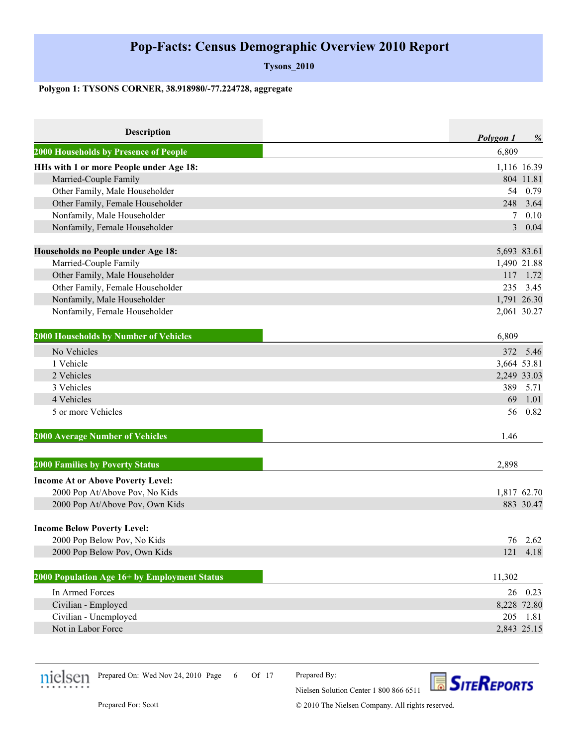# Pop-Facts: Census Demographic Overview 2010 Report

**Tysons_2010**

**Polygon 1: TYSONS CORNER, 38.918980/-77.224728, aggregate**

| Description | *Polygon 1* | *%* |
|---|---|---|
| **2000 Households by Presence of People** | 6,809 | |
| **HHs with 1 or more People under Age 18:** | 1,116 | 16.39 |
| Married-Couple Family | 804 | 11.81 |
| Other Family, Male Householder | 54 | 0.79 |
| Other Family, Female Householder | 248 | 3.64 |
| Nonfamily, Male Householder | 7 | 0.10 |
| Nonfamily, Female Householder | 3 | 0.04 |
| **Households no People under Age 18:** | 5,693 | 83.61 |
| Married-Couple Family | 1,490 | 21.88 |
| Other Family, Male Householder | 117 | 1.72 |
| Other Family, Female Householder | 235 | 3.45 |
| Nonfamily, Male Householder | 1,791 | 26.30 |
| Nonfamily, Female Householder | 2,061 | 30.27 |
| **2000 Households by Number of Vehicles** | 6,809 | |
| No Vehicles | 372 | 5.46 |
| 1 Vehicle | 3,664 | 53.81 |
| 2 Vehicles | 2,249 | 33.03 |
| 3 Vehicles | 389 | 5.71 |
| 4 Vehicles | 69 | 1.01 |
| 5 or more Vehicles | 56 | 0.82 |
| **2000 Average Number of Vehicles** | 1.46 | |
| **2000 Families by Poverty Status** | 2,898 | |
| **Income At or Above Poverty Level:** | | |
| 2000 Pop At/Above Pov, No Kids | 1,817 | 62.70 |
| 2000 Pop At/Above Pov, Own Kids | 883 | 30.47 |
| **Income Below Poverty Level:** | | |
| 2000 Pop Below Pov, No Kids | 76 | 2.62 |
| 2000 Pop Below Pov, Own Kids | 121 | 4.18 |
| **2000 Population Age 16+ by Employment Status** | 11,302 | |
| In Armed Forces | 26 | 0.23 |
| Civilian - Employed | 8,228 | 72.80 |
| Civilian - Unemployed | 205 | 1.81 |
| Not in Labor Force | 2,843 | 25.15 |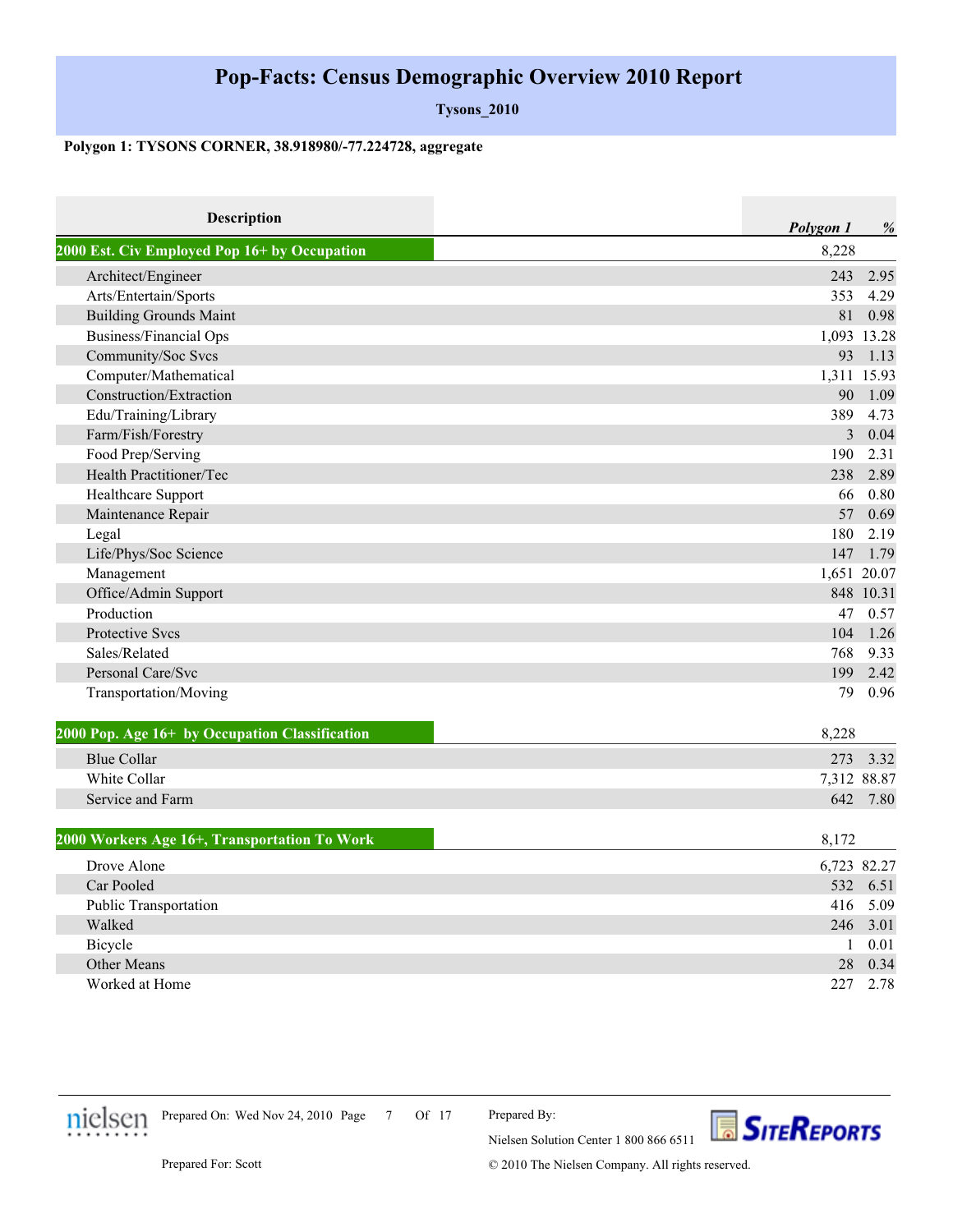# Pop-Facts: Census Demographic Overview 2010 Report

**Tysons_2010**

**Polygon 1: TYSONS CORNER, 38.918980/-77.224728, aggregate**

| Description | *Polygon 1* | *%* |
|---|---|---|
| **2000 Est. Civ Employed Pop 16+ by Occupation** | 8,228 | |
| Architect/Engineer | 243 | 2.95 |
| Arts/Entertain/Sports | 353 | 4.29 |
| Building Grounds Maint | 81 | 0.98 |
| Business/Financial Ops | 1,093 | 13.28 |
| Community/Soc Svcs | 93 | 1.13 |
| Computer/Mathematical | 1,311 | 15.93 |
| Construction/Extraction | 90 | 1.09 |
| Edu/Training/Library | 389 | 4.73 |
| Farm/Fish/Forestry | 3 | 0.04 |
| Food Prep/Serving | 190 | 2.31 |
| Health Practitioner/Tec | 238 | 2.89 |
| Healthcare Support | 66 | 0.80 |
| Maintenance Repair | 57 | 0.69 |
| Legal | 180 | 2.19 |
| Life/Phys/Soc Science | 147 | 1.79 |
| Management | 1,651 | 20.07 |
| Office/Admin Support | 848 | 10.31 |
| Production | 47 | 0.57 |
| Protective Svcs | 104 | 1.26 |
| Sales/Related | 768 | 9.33 |
| Personal Care/Svc | 199 | 2.42 |
| Transportation/Moving | 79 | 0.96 |
| **2000 Pop. Age 16+ by Occupation Classification** | 8,228 | |
| Blue Collar | 273 | 3.32 |
| White Collar | 7,312 | 88.87 |
| Service and Farm | 642 | 7.80 |
| **2000 Workers Age 16+, Transportation To Work** | 8,172 | |
| Drove Alone | 6,723 | 82.27 |
| Car Pooled | 532 | 6.51 |
| Public Transportation | 416 | 5.09 |
| Walked | 246 | 3.01 |
| Bicycle | 1 | 0.01 |
| Other Means | 28 | 0.34 |
| Worked at Home | 227 | 2.78 |

Prepared On: Wed Nov 24, 2010

Prepared For: Scott

Prepared By: Nielsen Solution Center 1 800 866 6511

© 2010 The Nielsen Company. All rights reserved.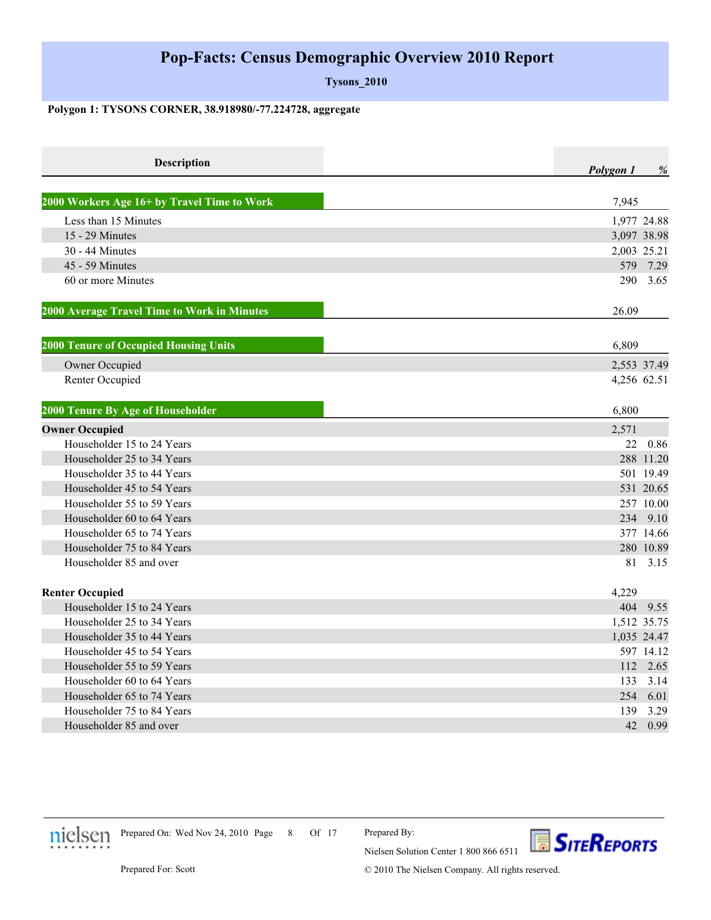# Pop-Facts: Census Demographic Overview 2010 Report

**Tysons_2010**

**Polygon 1: TYSONS CORNER, 38.918980/-77.224728, aggregate**

| Description | Polygon 1 | % |
|---|---|---|
| **2000 Workers Age 16+ by Travel Time to Work** | 7,945 | |
| Less than 15 Minutes | 1,977 | 24.88 |
| 15 - 29 Minutes | 3,097 | 38.98 |
| 30 - 44 Minutes | 2,003 | 25.21 |
| 45 - 59 Minutes | 579 | 7.29 |
| 60 or more Minutes | 290 | 3.65 |
| **2000 Average Travel Time to Work in Minutes** | 26.09 | |
| **2000 Tenure of Occupied Housing Units** | 6,809 | |
| Owner Occupied | 2,553 | 37.49 |
| Renter Occupied | 4,256 | 62.51 |
| **2000 Tenure By Age of Householder** | 6,800 | |
| **Owner Occupied** | 2,571 | |
| Householder 15 to 24 Years | 22 | 0.86 |
| Householder 25 to 34 Years | 288 | 11.20 |
| Householder 35 to 44 Years | 501 | 19.49 |
| Householder 45 to 54 Years | 531 | 20.65 |
| Householder 55 to 59 Years | 257 | 10.00 |
| Householder 60 to 64 Years | 234 | 9.10 |
| Householder 65 to 74 Years | 377 | 14.66 |
| Householder 75 to 84 Years | 280 | 10.89 |
| Householder 85 and over | 81 | 3.15 |
| **Renter Occupied** | 4,229 | |
| Householder 15 to 24 Years | 404 | 9.55 |
| Householder 25 to 34 Years | 1,512 | 35.75 |
| Householder 35 to 44 Years | 1,035 | 24.47 |
| Householder 45 to 54 Years | 597 | 14.12 |
| Householder 55 to 59 Years | 112 | 2.65 |
| Householder 60 to 64 Years | 133 | 3.14 |
| Householder 65 to 74 Years | 254 | 6.01 |
| Householder 75 to 84 Years | 139 | 3.29 |
| Householder 85 and over | 42 | 0.99 |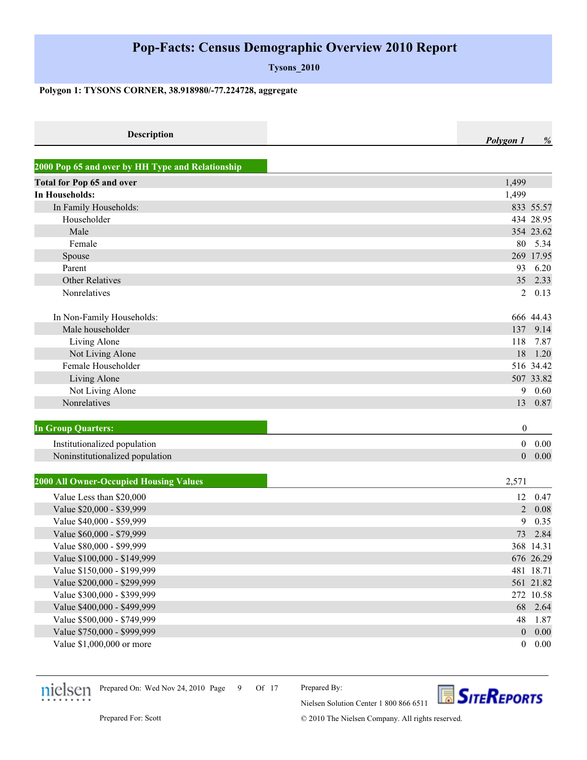# Pop-Facts: Census Demographic Overview 2010 Report

**Tysons_2010**

**Polygon 1: TYSONS CORNER, 38.918980/-77.224728, aggregate**

| Description | Polygon 1 | % |
|---|---|---|
| **2000 Pop 65 and over by HH Type and Relationship** | | |
| **Total for Pop 65 and over** | 1,499 | |
| **In Households:** | 1,499 | |
| In Family Households: | 833 | 55.57 |
| Householder | 434 | 28.95 |
| Male | 354 | 23.62 |
| Female | 80 | 5.34 |
| Spouse | 269 | 17.95 |
| Parent | 93 | 6.20 |
| Other Relatives | 35 | 2.33 |
| Nonrelatives | 2 | 0.13 |
| In Non-Family Households: | 666 | 44.43 |
| Male householder | 137 | 9.14 |
| Living Alone | 118 | 7.87 |
| Not Living Alone | 18 | 1.20 |
| Female Householder | 516 | 34.42 |
| Living Alone | 507 | 33.82 |
| Not Living Alone | 9 | 0.60 |
| Nonrelatives | 13 | 0.87 |
| **In Group Quarters:** | 0 | |
| Institutionalized population | 0 | 0.00 |
| Noninstitutionalized population | 0 | 0.00 |
| **2000 All Owner-Occupied Housing Values** | 2,571 | |
| Value Less than $20,000 | 12 | 0.47 |
| Value $20,000 - $39,999 | 2 | 0.08 |
| Value $40,000 - $59,999 | 9 | 0.35 |
| Value $60,000 - $79,999 | 73 | 2.84 |
| Value $80,000 - $99,999 | 368 | 14.31 |
| Value $100,000 - $149,999 | 676 | 26.29 |
| Value $150,000 - $199,999 | 481 | 18.71 |
| Value $200,000 - $299,999 | 561 | 21.82 |
| Value $300,000 - $399,999 | 272 | 10.58 |
| Value $400,000 - $499,999 | 68 | 2.64 |
| Value $500,000 - $749,999 | 48 | 1.87 |
| Value $750,000 - $999,999 | 0 | 0.00 |
| Value $1,000,000 or more | 0 | 0.00 |

Prepared On: Wed Nov 24, 2010

Prepared For: Scott

Prepared By: Nielsen Solution Center 1 800 866 6511

© 2010 The Nielsen Company. All rights reserved.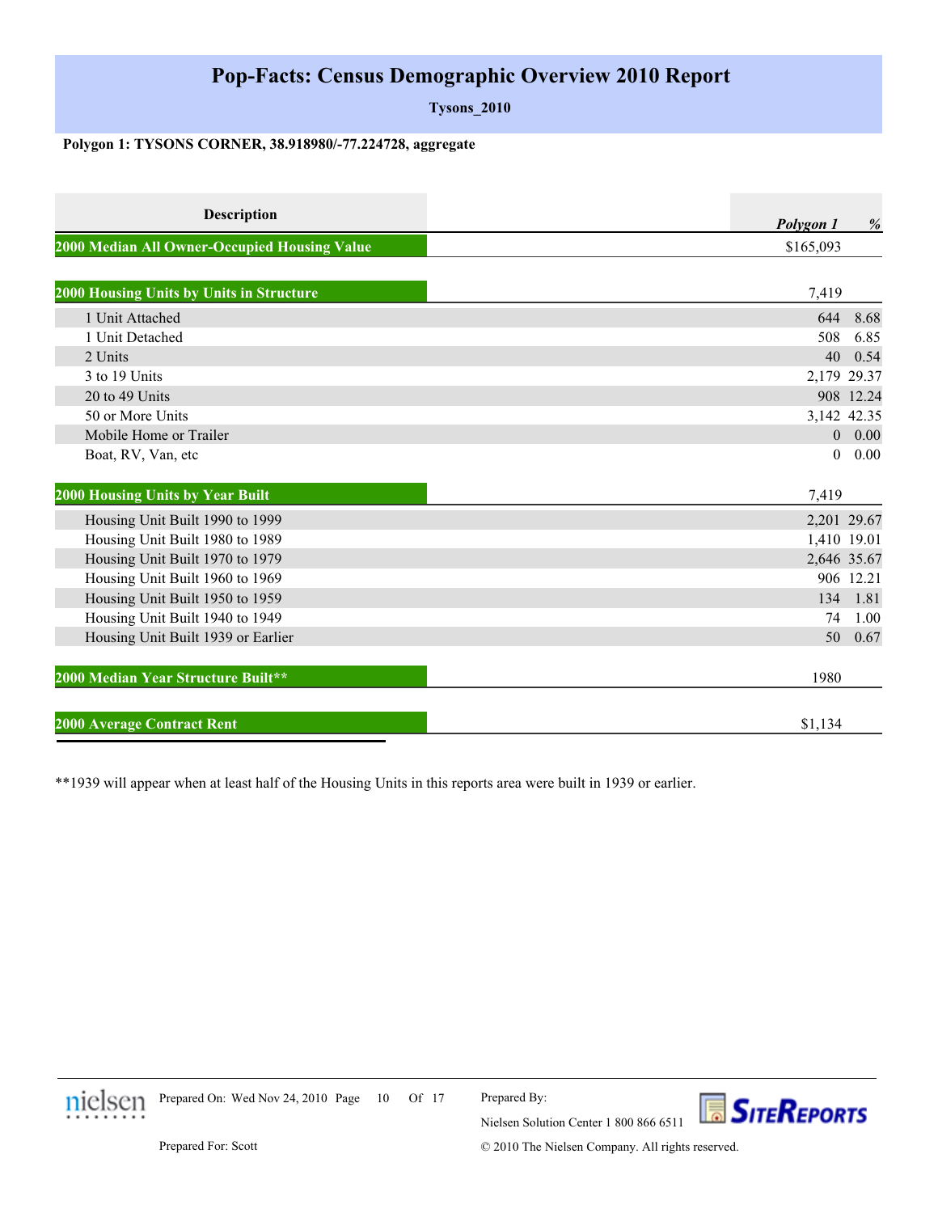# Pop-Facts: Census Demographic Overview 2010 Report

**Tysons_2010**

**Polygon 1: TYSONS CORNER, 38.918980/-77.224728, aggregate**

| Description | Polygon 1 | % |
|---|---|---|
| **2000 Median All Owner-Occupied Housing Value** | $165,093 | |
| | | |
| **2000 Housing Units by Units in Structure** | 7,419 | |
| 1 Unit Attached | 644 | 8.68 |
| 1 Unit Detached | 508 | 6.85 |
| 2 Units | 40 | 0.54 |
| 3 to 19 Units | 2,179 | 29.37 |
| 20 to 49 Units | 908 | 12.24 |
| 50 or More Units | 3,142 | 42.35 |
| Mobile Home or Trailer | 0 | 0.00 |
| Boat, RV, Van, etc | 0 | 0.00 |
| | | |
| **2000 Housing Units by Year Built** | 7,419 | |
| Housing Unit Built 1990 to 1999 | 2,201 | 29.67 |
| Housing Unit Built 1980 to 1989 | 1,410 | 19.01 |
| Housing Unit Built 1970 to 1979 | 2,646 | 35.67 |
| Housing Unit Built 1960 to 1969 | 906 | 12.21 |
| Housing Unit Built 1950 to 1959 | 134 | 1.81 |
| Housing Unit Built 1940 to 1949 | 74 | 1.00 |
| Housing Unit Built 1939 or Earlier | 50 | 0.67 |
| | | |
| **2000 Median Year Structure Built**** | 1980 | |
| | | |
| **2000 Average Contract Rent** | $1,134 | |

**1939 will appear when at least half of the Housing Units in this reports area were built in 1939 or earlier.